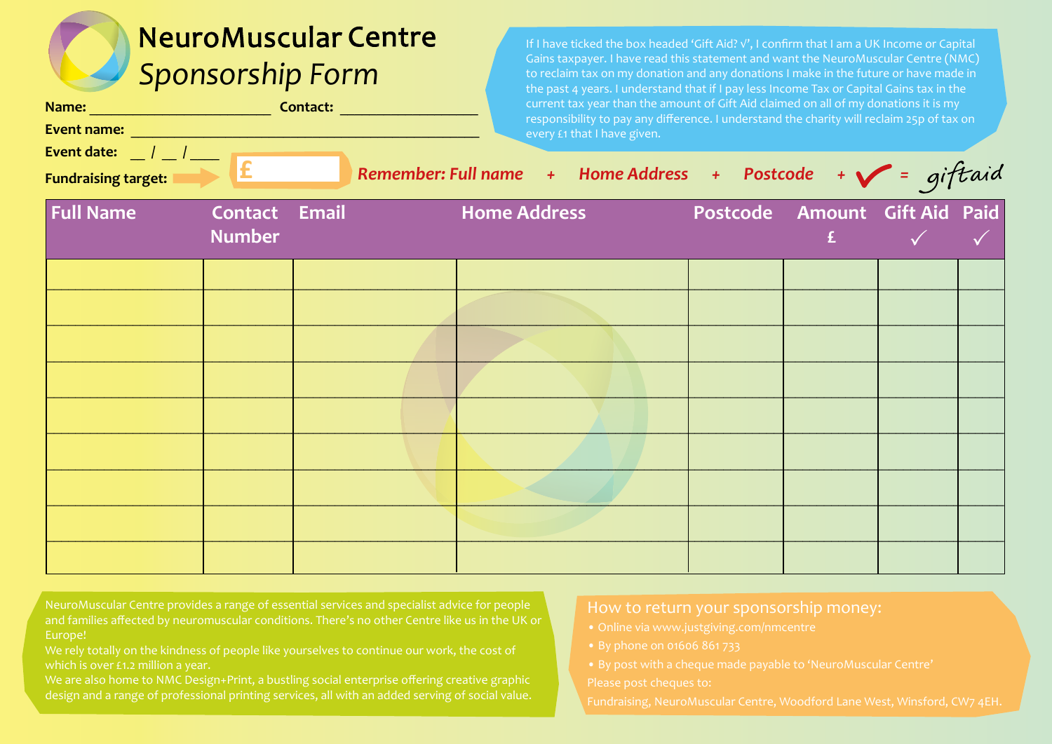# NeuroMuscular Centre

## *Sponsorship Form*

**Name:** ______________________ **Contact:** ________________

**Event name:** ________________________________________

**Event date:** __ / __ / ___

**Fundraising target:** £

If I have ticked the box headed 'Gift Aid? √', I confirm that I am a UK Income or Capital Gains taxpayer. I have read this statement and want the NeuroMuscular Centre (NMC) to reclaim tax on my donation and any donations I make in the future or have made in the past 4 years. I understand that if I pay less Income Tax or Capital Gains tax in the current tax year than the amount of Gift Aid claimed on all of my donations it is my responsibility to pay any difference. I understand the charity will reclaim 25p of tax on every £1 that I have given.

***Remember: Full name + Home Address + Postcode + ✓ = giftaid***

| Full Name | Contact Number | Email | Home Address | Postcode | Amount £ | Gift Aid ✓ | Paid ✓ |
|---|---|---|---|---|---|---|---|
| | | | | | | | |
| | | | | | | | |
| | | | | | | | |
| | | | | | | | |
| | | | | | | | |
| | | | | | | | |
| | | | | | | | |
| | | | | | | | |
| | | | | | | | |

NeuroMuscular Centre provides a range of essential services and specialist advice for people and families affected by neuromuscular conditions. There's no other Centre like us in the UK or Europe!
We rely totally on the kindness of people like yourselves to continue our work, the cost of which is over £1.2 million a year.
We are also home to NMC Design+Print, a bustling social enterprise offering creative graphic design and a range of professional printing services, all with an added serving of social value.

### How to return your sponsorship money:

- Online via www.justgiving.com/nmcentre
- By phone on 01606 861 733
- By post with a cheque made payable to 'NeuroMuscular Centre'

Please post cheques to:
Fundraising, NeuroMuscular Centre, Woodford Lane West, Winsford, CW7 4EH.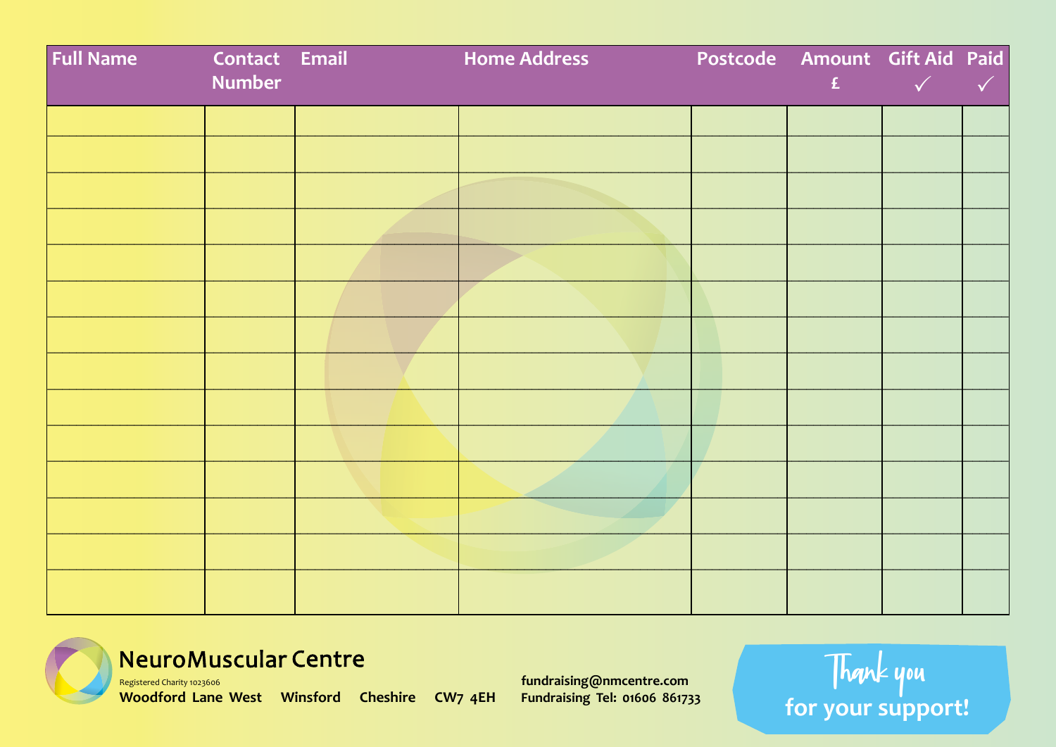| Full Name | Contact Number | Email | Home Address | Postcode | Amount £ | Gift Aid ✓ | Paid ✓ |
| --- | --- | --- | --- | --- | --- | --- | --- |
| | | | | | | | |
| | | | | | | | |
| | | | | | | | |
| | | | | | | | |
| | | | | | | | |
| | | | | | | | |
| | | | | | | | |
| | | | | | | | |
| | | | | | | | |
| | | | | | | | |
| | | | | | | | |
| | | | | | | | |
| | | | | | | | |
| | | | | | | | |

**NeuroMuscular Centre**

Registered Charity 1023606

**Woodford Lane West Winsford Cheshire CW7 4EH**

**fundraising@nmcentre.com**
**Fundraising Tel: 01606 861733**

Thank you
**for your support!**